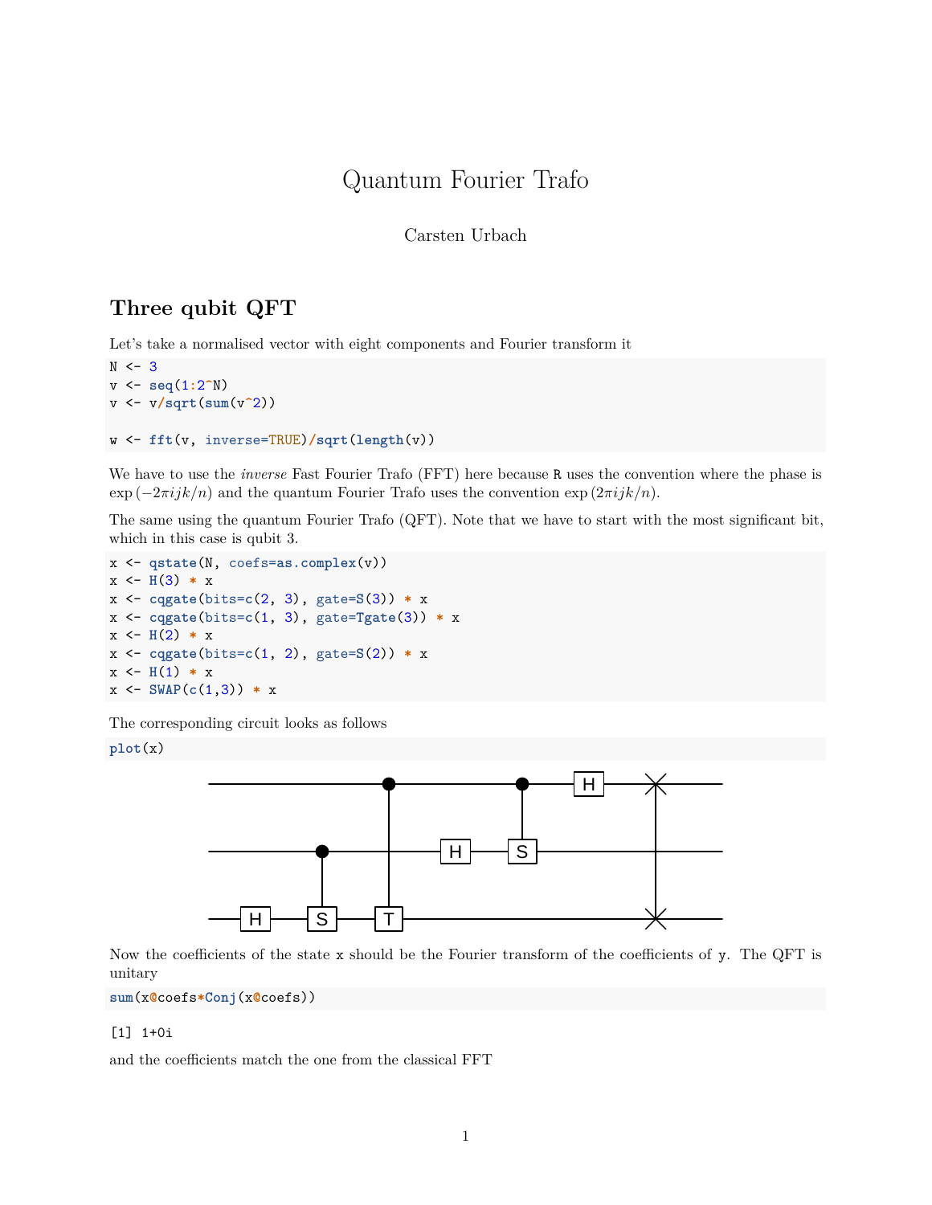# Quantum Fourier Trafo

Carsten Urbach

## Three qubit QFT

Let's take a normalised vector with eight components and Fourier transform it

```
N <- 3
v <- seq(1:2^N)
v <- v/sqrt(sum(v^2))

w <- fft(v, inverse=TRUE)/sqrt(length(v))
```

We have to use the *inverse* Fast Fourier Trafo (FFT) here because R uses the convention where the phase is $\exp(-2\pi ijk/n)$ and the quantum Fourier Trafo uses the convention $\exp(2\pi ijk/n)$.

The same using the quantum Fourier Trafo (QFT). Note that we have to start with the most significant bit, which in this case is qubit 3.

```
x <- qstate(N, coefs=as.complex(v))
x <- H(3) * x
x <- cqgate(bits=c(2, 3), gate=S(3)) * x
x <- cqgate(bits=c(1, 3), gate=Tgate(3)) * x
x <- H(2) * x
x <- cqgate(bits=c(1, 2), gate=S(2)) * x
x <- H(1) * x
x <- SWAP(c(1,3)) * x
```

The corresponding circuit looks as follows

```
plot(x)
```

Now the coefficients of the state x should be the Fourier transform of the coefficients of y. The QFT is unitary

```
sum(x@coefs*Conj(x@coefs))
```

```
[1] 1+0i
```

and the coefficients match the one from the classical FFT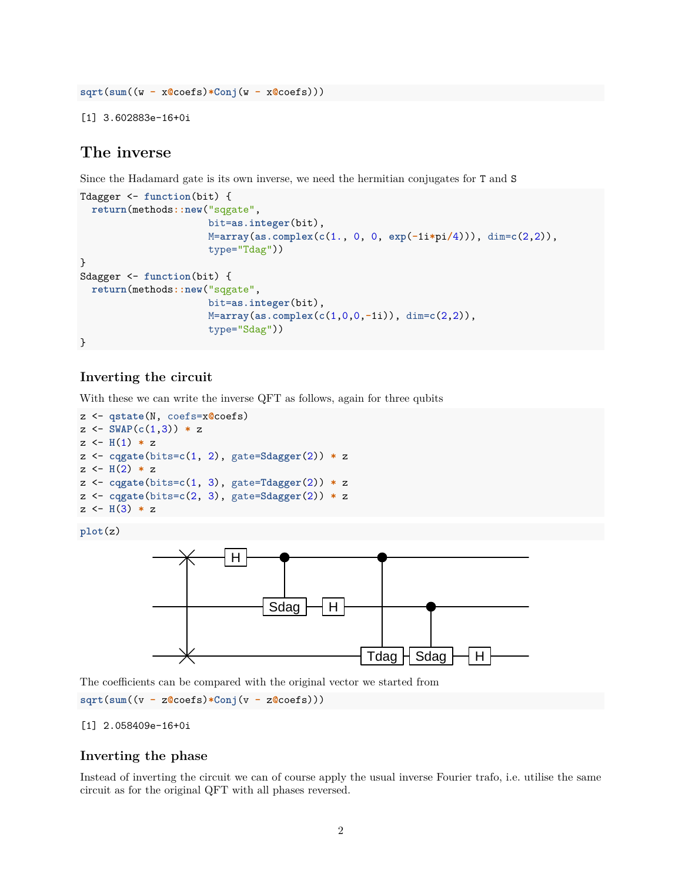```r
sqrt(sum((w - x@coefs)*Conj(w - x@coefs)))
```

```
[1] 3.602883e-16+0i
```

## The inverse

Since the Hadamard gate is its own inverse, we need the hermitian conjugates for `T` and `S`

```r
Tdagger <- function(bit) {
  return(methods::new("sqgate",
                      bit=as.integer(bit),
                      M=array(as.complex(c(1., 0, 0, exp(-1i*pi/4))), dim=c(2,2)),
                      type="Tdag"))
}
Sdagger <- function(bit) {
  return(methods::new("sqgate",
                      bit=as.integer(bit),
                      M=array(as.complex(c(1,0,0,-1i)), dim=c(2,2)),
                      type="Sdag"))
}
```

### Inverting the circuit

With these we can write the inverse QFT as follows, again for three qubits

```r
z <- qstate(N, coefs=x@coefs)
z <- SWAP(c(1,3)) * z
z <- H(1) * z
z <- cqgate(bits=c(1, 2), gate=Sdagger(2)) * z
z <- H(2) * z
z <- cqgate(bits=c(1, 3), gate=Tdagger(2)) * z
z <- cqgate(bits=c(2, 3), gate=Sdagger(2)) * z
z <- H(3) * z
```

```r
plot(z)
```

The coefficients can be compared with the original vector we started from

```r
sqrt(sum((v - z@coefs)*Conj(v - z@coefs)))
```

```
[1] 2.058409e-16+0i
```

### Inverting the phase

Instead of inverting the circuit we can of course apply the usual inverse Fourier trafo, i.e. utilise the same circuit as for the original QFT with all phases reversed.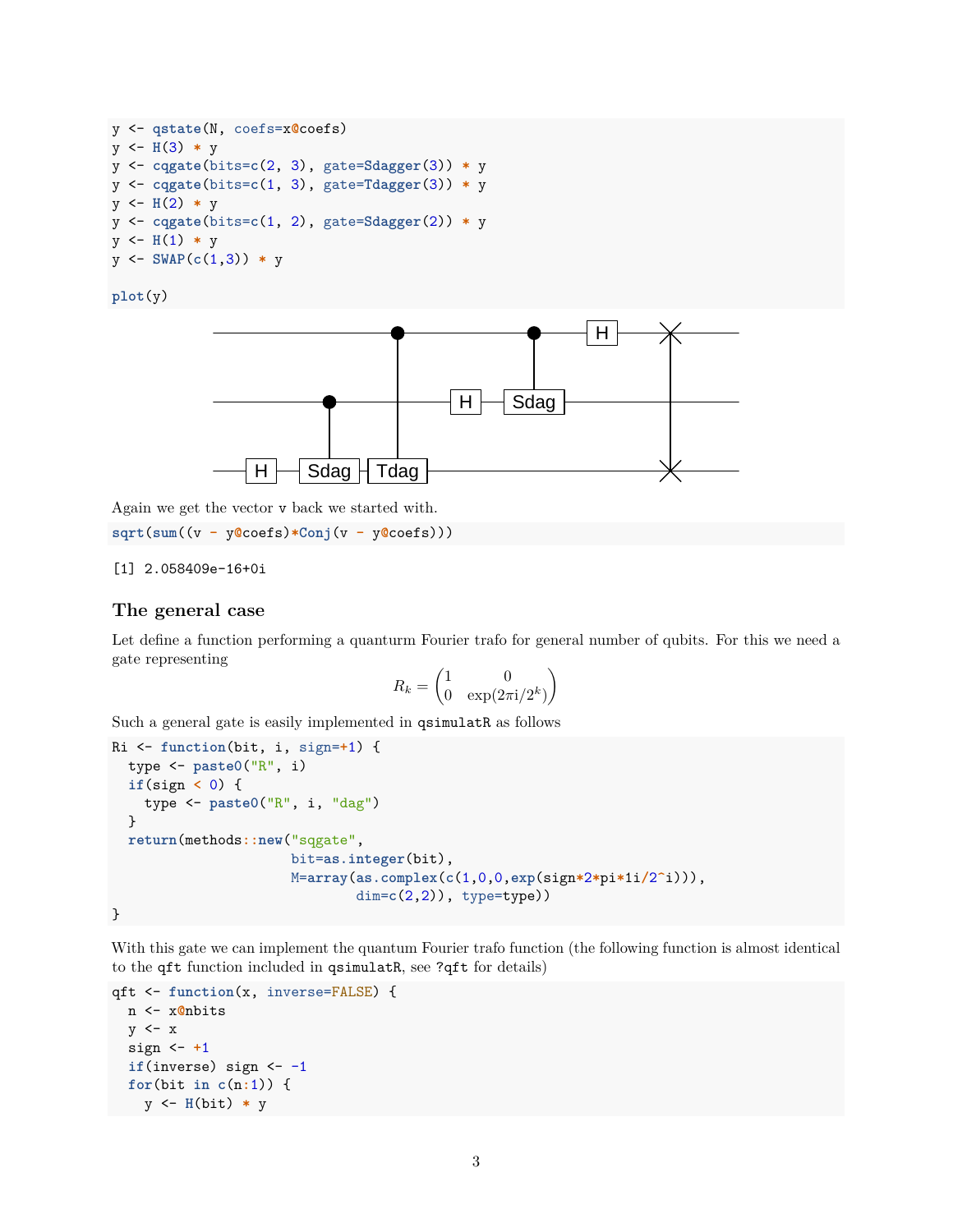```r
y <- qstate(N, coefs=x@coefs)
y <- H(3) * y
y <- cqgate(bits=c(2, 3), gate=Sdagger(3)) * y
y <- cqgate(bits=c(1, 3), gate=Tdagger(3)) * y
y <- H(2) * y
y <- cqgate(bits=c(1, 2), gate=Sdagger(2)) * y
y <- H(1) * y
y <- SWAP(c(1,3)) * y

plot(y)
```

Again we get the vector v back we started with.

```r
sqrt(sum((v - y@coefs)*Conj(v - y@coefs)))
```

```
[1] 2.058409e-16+0i
```

## The general case

Let define a function performing a quanturm Fourier trafo for general number of qubits. For this we need a gate representing

$$R_k = \begin{pmatrix} 1 & 0 \\ 0 & \exp(2\pi \mathrm{i}/2^k) \end{pmatrix}$$

Such a general gate is easily implemented in qsimulatR as follows

```r
Ri <- function(bit, i, sign=+1) {
  type <- paste0("R", i)
  if(sign < 0) {
    type <- paste0("R", i, "dag")
  }
  return(methods::new("sqgate",
                      bit=as.integer(bit),
                      M=array(as.complex(c(1,0,0,exp(sign*2*pi*1i/2^i))),
                              dim=c(2,2)), type=type))
}
```

With this gate we can implement the quantum Fourier trafo function (the following function is almost identical to the qft function included in qsimulatR, see ?qft for details)

```r
qft <- function(x, inverse=FALSE) {
  n <- x@nbits
  y <- x
  sign <- +1
  if(inverse) sign <- -1
  for(bit in c(n:1)) {
    y <- H(bit) * y
```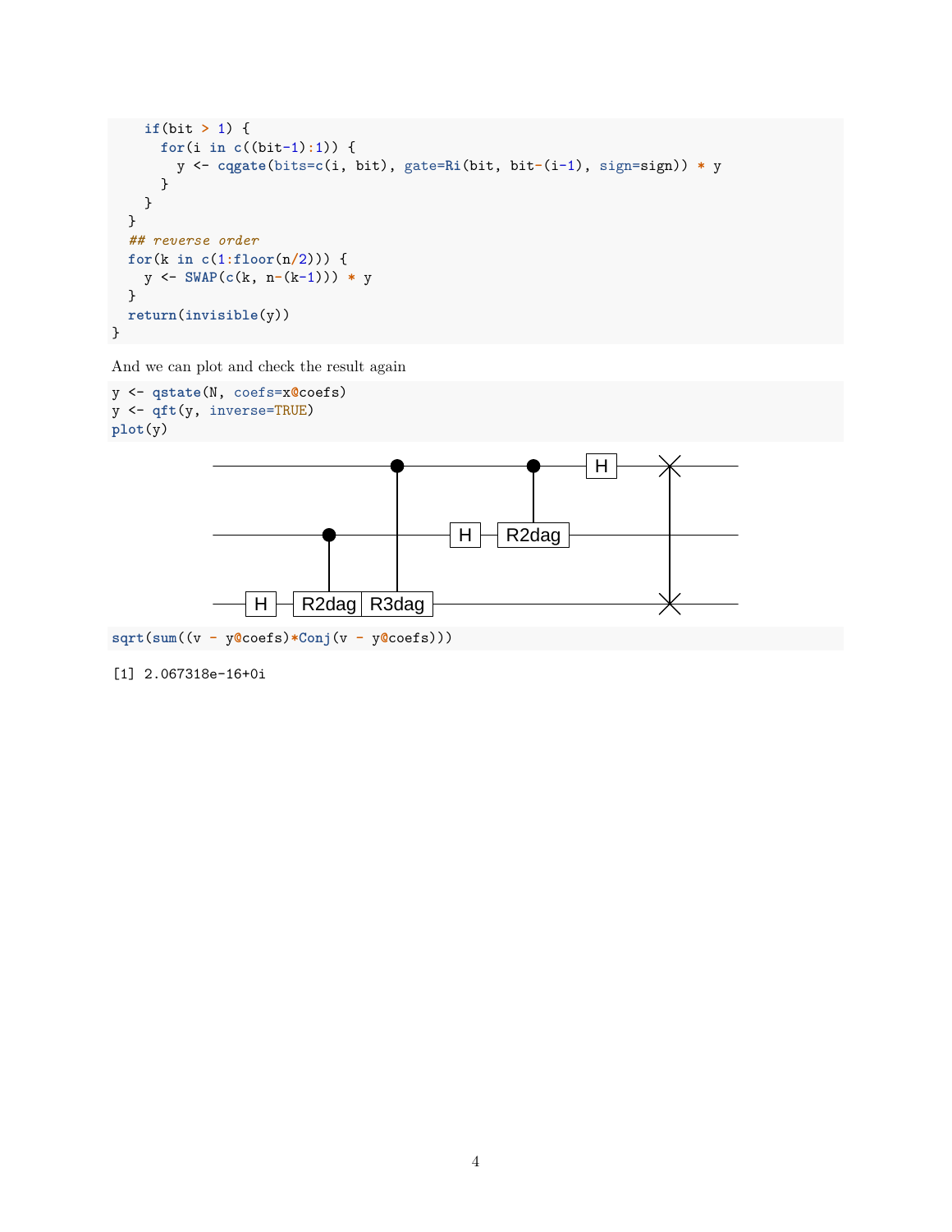```r
    if(bit > 1) {
      for(i in c((bit-1):1)) {
        y <- cqgate(bits=c(i, bit), gate=Ri(bit, bit-(i-1), sign=sign)) * y
      }
    }
  }
  ## reverse order
  for(k in c(1:floor(n/2))) {
    y <- SWAP(c(k, n-(k-1))) * y
  }
  return(invisible(y))
}
```

And we can plot and check the result again

```r
y <- qstate(N, coefs=x@coefs)
y <- qft(y, inverse=TRUE)
plot(y)
```

H

R2dag

R3dag

H

R2dag

H

```r
sqrt(sum((v - y@coefs)*Conj(v - y@coefs)))
```

```
[1] 2.067318e-16+0i
```